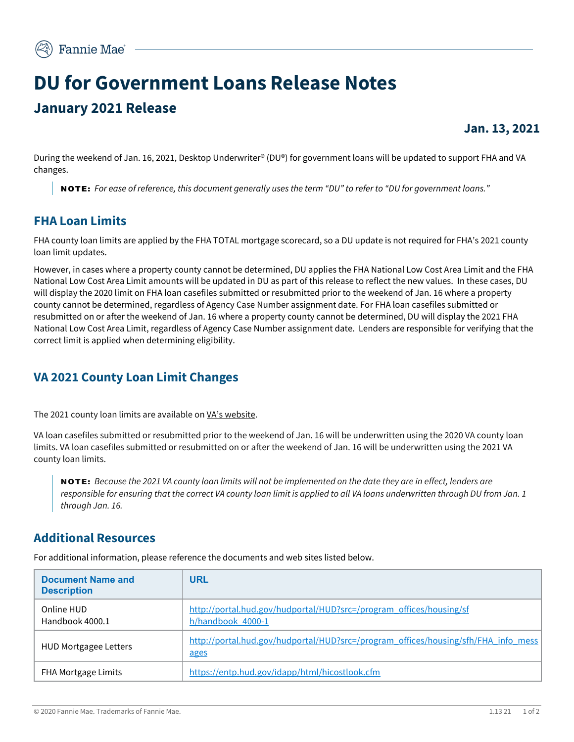# DU for Government Loans Release Notes

## January 2021 Release

**Jan. 13, 2021**

During the weekend of Jan. 16, 2021, Desktop Underwriter® (DU®) for government loans will be updated to support FHA and VA changes.

> **NOTE:** *For ease of reference, this document generally uses the term "DU" to refer to "DU for government loans."*

### FHA Loan Limits

FHA county loan limits are applied by the FHA TOTAL mortgage scorecard, so a DU update is not required for FHA's 2021 county loan limit updates.

However, in cases where a property county cannot be determined, DU applies the FHA National Low Cost Area Limit and the FHA National Low Cost Area Limit amounts will be updated in DU as part of this release to reflect the new values. In these cases, DU will display the 2020 limit on FHA loan casefiles submitted or resubmitted prior to the weekend of Jan. 16 where a property county cannot be determined, regardless of Agency Case Number assignment date. For FHA loan casefiles submitted or resubmitted on or after the weekend of Jan. 16 where a property county cannot be determined, DU will display the 2021 FHA National Low Cost Area Limit, regardless of Agency Case Number assignment date. Lenders are responsible for verifying that the correct limit is applied when determining eligibility.

### VA 2021 County Loan Limit Changes

The 2021 county loan limits are available on VA's website.

VA loan casefiles submitted or resubmitted prior to the weekend of Jan. 16 will be underwritten using the 2020 VA county loan limits. VA loan casefiles submitted or resubmitted on or after the weekend of Jan. 16 will be underwritten using the 2021 VA county loan limits.

> **NOTE:** *Because the 2021 VA county loan limits will not be implemented on the date they are in effect, lenders are responsible for ensuring that the correct VA county loan limit is applied to all VA loans underwritten through DU from Jan. 1 through Jan. 16.*

### Additional Resources

For additional information, please reference the documents and web sites listed below.

| Document Name and Description | URL |
|---|---|
| Online HUD Handbook 4000.1 | http://portal.hud.gov/hudportal/HUD?src=/program_offices/housing/sfh/handbook_4000-1 |
| HUD Mortgagee Letters | http://portal.hud.gov/hudportal/HUD?src=/program_offices/housing/sfh/FHA_info_messages |
| FHA Mortgage Limits | https://entp.hud.gov/idapp/html/hicostlook.cfm |

© 2020 Fannie Mae. Trademarks of Fannie Mae.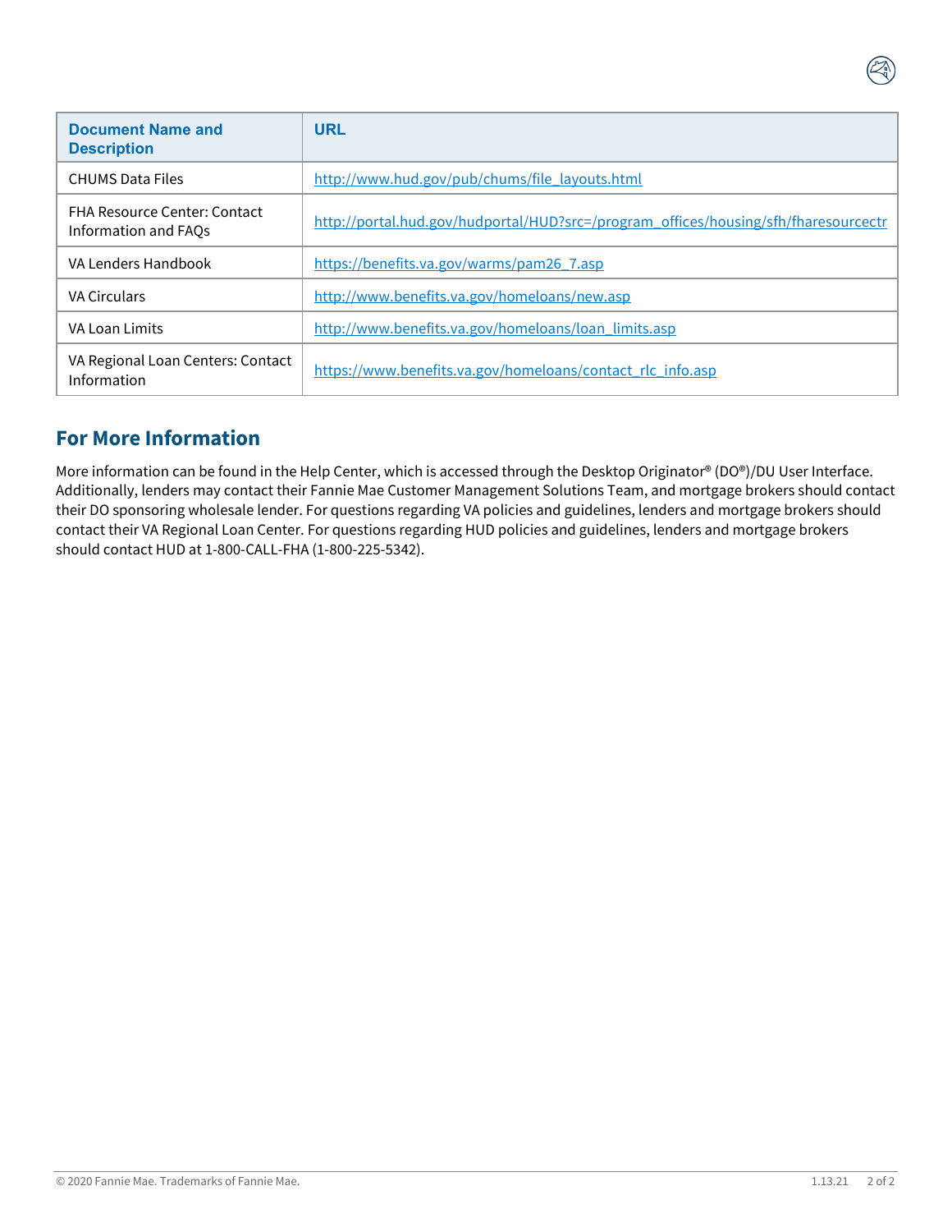| Document Name and Description | URL |
|---|---|
| CHUMS Data Files | http://www.hud.gov/pub/chums/file_layouts.html |
| FHA Resource Center: Contact Information and FAQs | http://portal.hud.gov/hudportal/HUD?src=/program_offices/housing/sfh/fharesourcectr |
| VA Lenders Handbook | https://benefits.va.gov/warms/pam26_7.asp |
| VA Circulars | http://www.benefits.va.gov/homeloans/new.asp |
| VA Loan Limits | http://www.benefits.va.gov/homeloans/loan_limits.asp |
| VA Regional Loan Centers: Contact Information | https://www.benefits.va.gov/homeloans/contact_rlc_info.asp |

## For More Information

More information can be found in the Help Center, which is accessed through the Desktop Originator® (DO®)/DU User Interface. Additionally, lenders may contact their Fannie Mae Customer Management Solutions Team, and mortgage brokers should contact their DO sponsoring wholesale lender. For questions regarding VA policies and guidelines, lenders and mortgage brokers should contact their VA Regional Loan Center. For questions regarding HUD policies and guidelines, lenders and mortgage brokers should contact HUD at 1-800-CALL-FHA (1-800-225-5342).

© 2020 Fannie Mae. Trademarks of Fannie Mae. 1.13.21